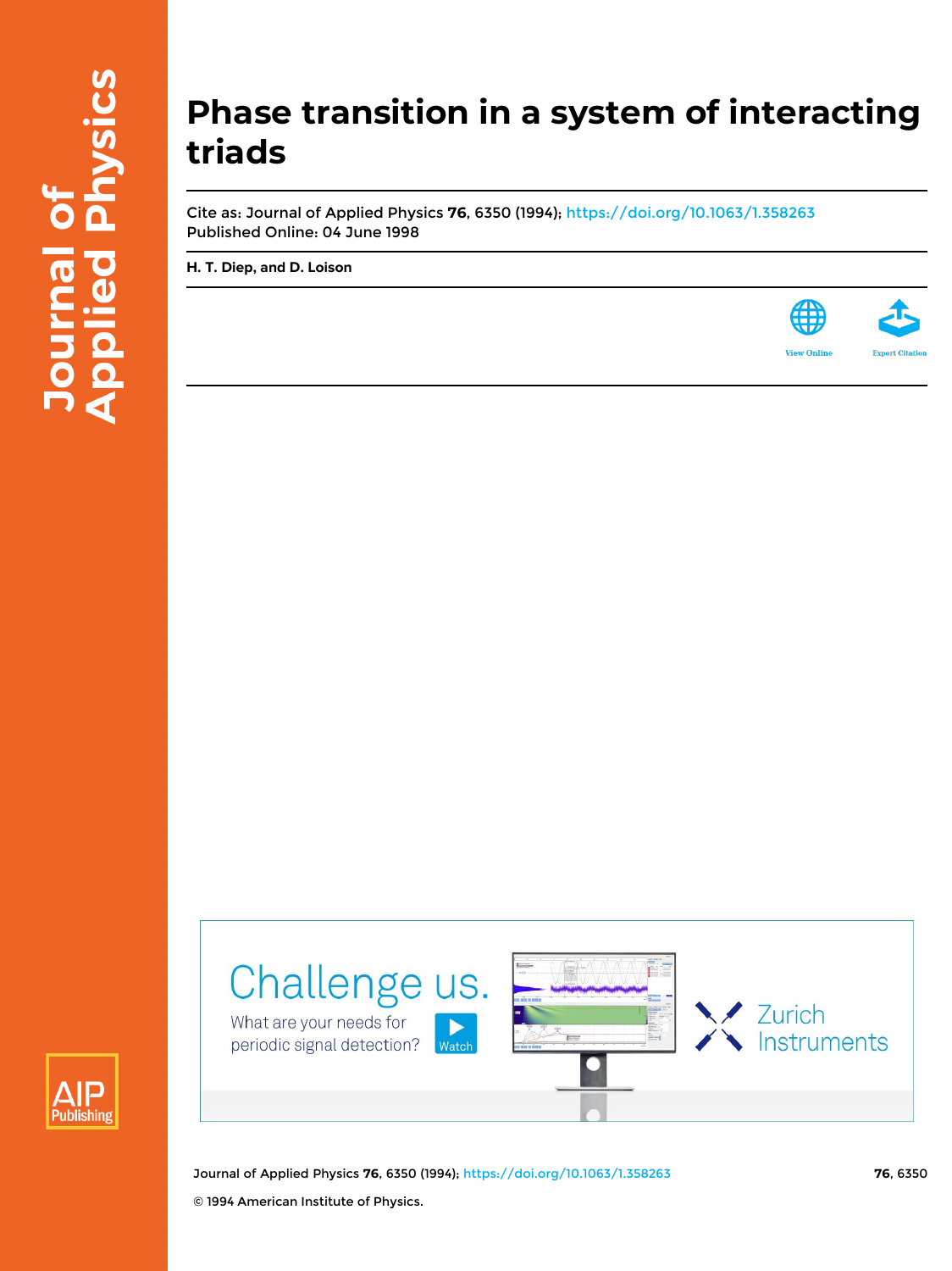# Phase transition in a system of interacting triads

Cite as: Journal of Applied Physics **76**, 6350 (1994); https://doi.org/10.1063/1.358263

Published Online: 04 June 1998

**H. T. Diep, and D. Loison**

© 1994 American Institute of Physics.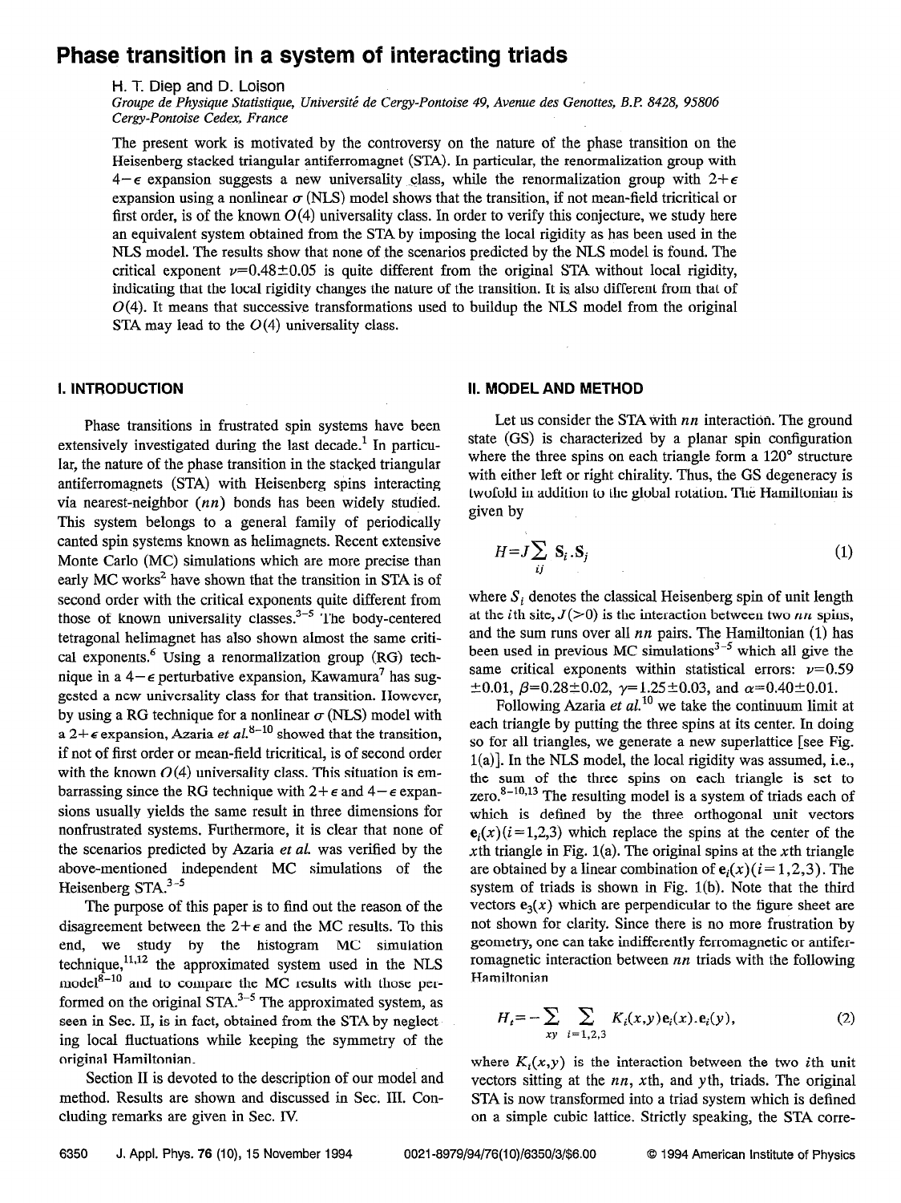# Phase transition in a system of interacting triads

H. T. Diep and D. Loison

*Groupe de Physique Statistique, Université de Cergy-Pontoise 49, Avenue des Genottes, B.P. 8428, 95806 Cergy-Pontoise Cedex, France*

The present work is motivated by the controversy on the nature of the phase transition on the Heisenberg stacked triangular antiferromagnet (STA). In particular, the renormalization group with $4-\epsilon$ expansion suggests a new universality class, while the renormalization group with $2+\epsilon$ expansion using a nonlinear $\sigma$ (NLS) model shows that the transition, if not mean-field tricritical or first order, is of the known $O(4)$ universality class. In order to verify this conjecture, we study here an equivalent system obtained from the STA by imposing the local rigidity as has been used in the NLS model. The results show that none of the scenarios predicted by the NLS model is found. The critical exponent $\nu=0.48\pm0.05$ is quite different from the original STA without local rigidity, indicating that the local rigidity changes the nature of the transition. It is also different from that of $O(4)$. It means that successive transformations used to buildup the NLS model from the original STA may lead to the $O(4)$ universality class.

## I. INTRODUCTION

Phase transitions in frustrated spin systems have been extensively investigated during the last decade.[1] In particular, the nature of the phase transition in the stacked triangular antiferromagnets (STA) with Heisenberg spins interacting via nearest-neighbor ($nn$) bonds has been widely studied. This system belongs to a general family of periodically canted spin systems known as helimagnets. Recent extensive Monte Carlo (MC) simulations which are more precise than early MC works[2] have shown that the transition in STA is of second order with the critical exponents quite different from those of known universality classes.[3–5] The body-centered tetragonal helimagnet has also shown almost the same critical exponents.[6] Using a renormalization group (RG) technique in a $4-\epsilon$ perturbative expansion, Kawamura[7] has suggested a new universality class for that transition. However, by using a RG technique for a nonlinear $\sigma$ (NLS) model with a $2+\epsilon$ expansion, Azaria *et al.*[8–10] showed that the transition, if not of first order or mean-field tricritical, is of second order with the known $O(4)$ universality class. This situation is embarrassing since the RG technique with $2+\epsilon$ and $4-\epsilon$ expansions usually yields the same result in three dimensions for nonfrustrated systems. Furthermore, it is clear that none of the scenarios predicted by Azaria *et al.* was verified by the above-mentioned independent MC simulations of the Heisenberg STA.[3–5]

The purpose of this paper is to find out the reason of the disagreement between the $2+\epsilon$ and the MC results. To this end, we study by the histogram MC simulation technique,[11,12] the approximated system used in the NLS model[8–10] and to compare the MC results with those performed on the original STA.[3–5] The approximated system, as seen in Sec. II, is in fact, obtained from the STA by neglecting local fluctuations while keeping the symmetry of the original Hamiltonian.

Section II is devoted to the description of our model and method. Results are shown and discussed in Sec. III. Concluding remarks are given in Sec. IV.

## II. MODEL AND METHOD

Let us consider the STA with $nn$ interaction. The ground state (GS) is characterized by a planar spin configuration where the three spins on each triangle form a 120° structure with either left or right chirality. Thus, the GS degeneracy is twofold in addition to the global rotation. The Hamiltonian is given by

$$H=J\sum_{ij} \mathbf{S}_i . \mathbf{S}_j \tag{1}$$

where $S_i$ denotes the classical Heisenberg spin of unit length at the $i$th site, $J(>0)$ is the interaction between two $nn$ spins, and the sum runs over all $nn$ pairs. The Hamiltonian (1) has been used in previous MC simulations[3–5] which all give the same critical exponents within statistical errors: $\nu=0.59\pm0.01$, $\beta=0.28\pm0.02$, $\gamma=1.25\pm0.03$, and $\alpha=0.40\pm0.01$.

Following Azaria *et al.*[10] we take the continuum limit at each triangle by putting the three spins at its center. In doing so for all triangles, we generate a new superlattice [see Fig. 1(a)]. In the NLS model, the local rigidity was assumed, i.e., the sum of the three spins on each triangle is set to zero.[8–10,13] The resulting model is a system of triads each of which is defined by the three orthogonal unit vectors $\mathbf{e}_i(x)(i=1,2,3)$ which replace the spins at the center of the $x$th triangle in Fig. 1(a). The original spins at the $x$th triangle are obtained by a linear combination of $\mathbf{e}_i(x)(i=1,2,3)$. The system of triads is shown in Fig. 1(b). Note that the third vectors $\mathbf{e}_3(x)$ which are perpendicular to the figure sheet are not shown for clarity. Since there is no more frustration by geometry, one can take indifferently ferromagnetic or antiferromagnetic interaction between $nn$ triads with the following Hamiltonian

$$H_t=-\sum_{xy}\sum_{i=1,2,3} K_i(x,y)\mathbf{e}_i(x).\mathbf{e}_i(y), \tag{2}$$

where $K_i(x,y)$ is the interaction between the two $i$th unit vectors sitting at the $nn$, $x$th, and $y$th, triads. The original STA is now transformed into a triad system which is defined on a simple cubic lattice. Strictly speaking, the STA corre-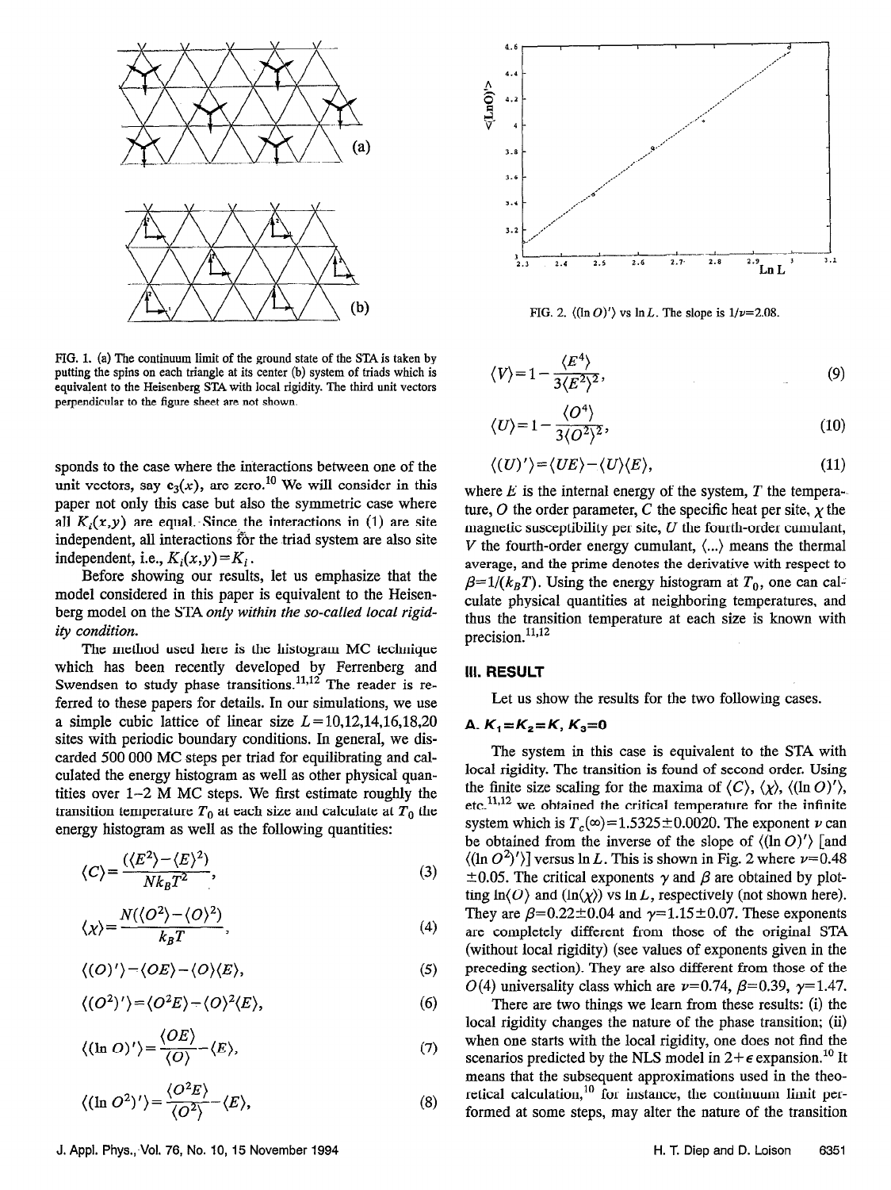FIG. 1. (a) The continuum limit of the ground state of the STA is taken by putting the spins on each triangle at its center (b) system of triads which is equivalent to the Heisenberg STA with local rigidity. The third unit vectors perpendicular to the figure sheet are not shown.

sponds to the case where the interactions between one of the unit vectors, say $\mathbf{e}_3(x)$, are zero.[10] We will consider in this paper not only this case but also the symmetric case where all $K_i(x,y)$ are equal. Since the interactions in (1) are site independent, all interactions for the triad system are also site independent, i.e., $K_i(x,y)=K_i$.

Before showing our results, let us emphasize that the model considered in this paper is equivalent to the Heisenberg model on the STA *only within the so-called local rigidity condition.*

The method used here is the histogram MC technique which has been recently developed by Ferrenberg and Swendsen to study phase transitions.[11,12] The reader is referred to these papers for details. In our simulations, we use a simple cubic lattice of linear size $L=10,12,14,16,18,20$ sites with periodic boundary conditions. In general, we discarded 500 000 MC steps per triad for equilibrating and calculated the energy histogram as well as other physical quantities over 1–2 M MC steps. We first estimate roughly the transition temperature $T_0$ at each size and calculate at $T_0$ the energy histogram as well as the following quantities:

$$\langle C\rangle=\frac{(\langle E^2\rangle-\langle E\rangle^2)}{Nk_BT^2}, \tag{3}$$

$$\langle \chi\rangle=\frac{N(\langle O^2\rangle-\langle O\rangle^2)}{k_BT}, \tag{4}$$

$$\langle (O)'\rangle=\langle OE\rangle-\langle O\rangle\langle E\rangle, \tag{5}$$

$$\langle (O^2)'\rangle=\langle O^2E\rangle-\langle O\rangle^2\langle E\rangle, \tag{6}$$

$$\langle (\ln O)'\rangle=\frac{\langle OE\rangle}{\langle O\rangle}-\langle E\rangle, \tag{7}$$

$$\langle (\ln O^2)'\rangle=\frac{\langle O^2E\rangle}{\langle O^2\rangle}-\langle E\rangle, \tag{8}$$

FIG. 2. $\langle(\ln O)'\rangle$ vs $\ln L$. The slope is $1/\nu=2.08$.

$$\langle V\rangle=1-\frac{\langle E^4\rangle}{3\langle E^2\rangle^2}, \tag{9}$$

$$\langle U\rangle=1-\frac{\langle O^4\rangle}{3\langle O^2\rangle^2}, \tag{10}$$

$$\langle (U)'\rangle=\langle UE\rangle-\langle U\rangle\langle E\rangle, \tag{11}$$

where $E$ is the internal energy of the system, $T$ the temperature, $O$ the order parameter, $C$ the specific heat per site, $\chi$ the magnetic susceptibility per site, $U$ the fourth-order cumulant, $V$ the fourth-order energy cumulant, $\langle\ldots\rangle$ means the thermal average, and the prime denotes the derivative with respect to $\beta=1/(k_BT)$. Using the energy histogram at $T_0$, one can calculate physical quantities at neighboring temperatures, and thus the transition temperature at each size is known with precision.[11,12]

## III. RESULT

Let us show the results for the two following cases.

### A. $K_1=K_2=K$, $K_3=0$

The system in this case is equivalent to the STA with local rigidity. The transition is found of second order. Using the finite size scaling for the maxima of $\langle C\rangle$, $\langle\chi\rangle$, $\langle(\ln O)'\rangle$, etc.[11,12] we obtained the critical temperature for the infinite system which is $T_c(\infty)=1.5325\pm0.0020$. The exponent $\nu$ can be obtained from the inverse of the slope of $\langle(\ln O)'\rangle$ [and $\langle(\ln O^2)'\rangle$] versus $\ln L$. This is shown in Fig. 2 where $\nu=0.48\pm0.05$. The critical exponents $\gamma$ and $\beta$ are obtained by plotting $\ln\langle O\rangle$ and $\langle\ln\langle\chi\rangle\rangle$ vs $\ln L$, respectively (not shown here). They are $\beta=0.22\pm0.04$ and $\gamma=1.15\pm0.07$. These exponents are completely different from those of the original STA (without local rigidity) (see values of exponents given in the preceding section). They are also different from those of the $O(4)$ universality class which are $\nu=0.74$, $\beta=0.39$, $\gamma=1.47$.

There are two things we learn from these results: (i) the local rigidity changes the nature of the phase transition; (ii) when one starts with the local rigidity, one does not find the scenarios predicted by the NLS model in $2+\epsilon$ expansion.[10] It means that the subsequent approximations used in the theoretical calculation,[10] for instance, the continuum limit performed at some steps, may alter the nature of the transition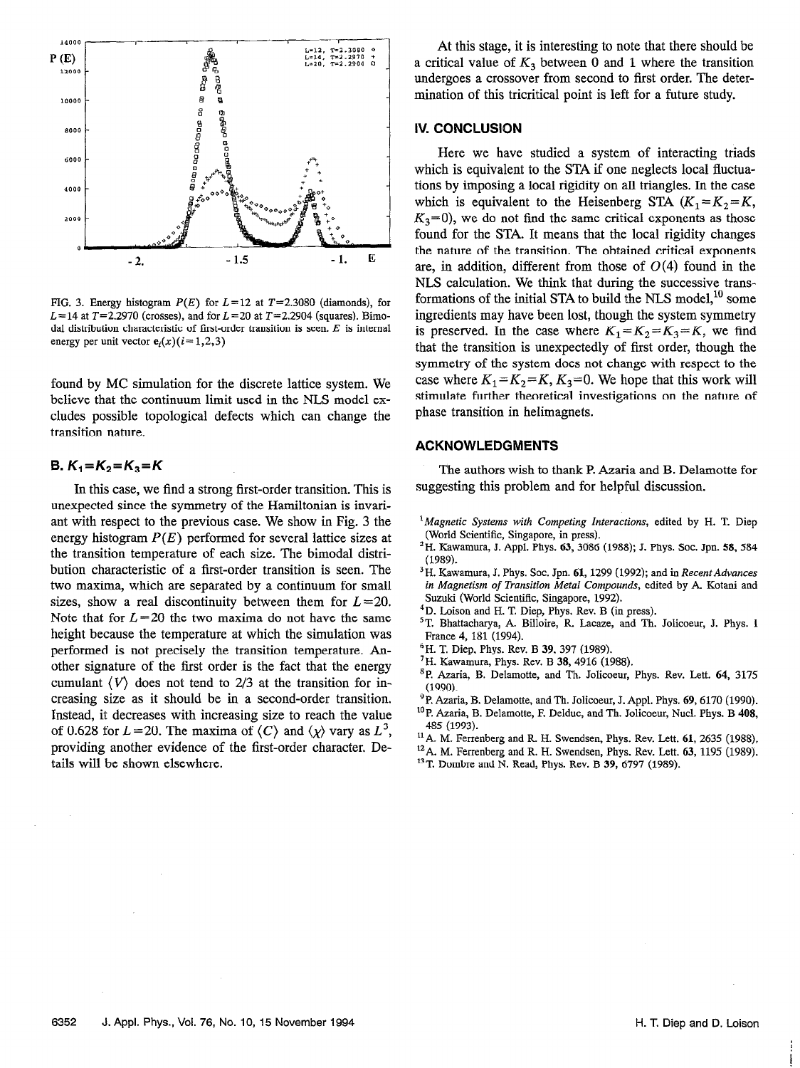P (E)

14000

12000

10000

8000

6000

4000

2000

0

L=12, T=2.3080 ◇
L=14, T=2.2970 +
L=20, T=2.2904 □

- 2.

- 1.5

- 1.

E

FIG. 3. Energy histogram $P(E)$ for $L=12$ at $T=2.3080$ (diamonds), for $L=14$ at $T=2.2970$ (crosses), and for $L=20$ at $T=2.2904$ (squares). Bimodal distribution characteristic of first-order transition is seen. $E$ is internal energy per unit vector $\mathbf{e}_i(x)(i=1,2,3)$

found by MC simulation for the discrete lattice system. We believe that the continuum limit used in the NLS model excludes possible topological defects which can change the transition nature.

### B. $K_1=K_2=K_3=K$

In this case, we find a strong first-order transition. This is unexpected since the symmetry of the Hamiltonian is invariant with respect to the previous case. We show in Fig. 3 the energy histogram $P(E)$ performed for several lattice sizes at the transition temperature of each size. The bimodal distribution characteristic of a first-order transition is seen. The two maxima, which are separated by a continuum for small sizes, show a real discontinuity between them for $L=20$. Note that for $L=20$ the two maxima do not have the same height because the temperature at which the simulation was performed is not precisely the transition temperature. Another signature of the first order is the fact that the energy cumulant $\langle V \rangle$ does not tend to 2/3 at the transition for increasing size as it should be in a second-order transition. Instead, it decreases with increasing size to reach the value of 0.628 for $L=20$. The maxima of $\langle C \rangle$ and $\langle \chi \rangle$ vary as $L^3$, providing another evidence of the first-order character. Details will be shown elsewhere.

At this stage, it is interesting to note that there should be a critical value of $K_3$ between 0 and 1 where the transition undergoes a crossover from second to first order. The determination of this tricritical point is left for a future study.

## IV. CONCLUSION

Here we have studied a system of interacting triads which is equivalent to the STA if one neglects local fluctuations by imposing a local rigidity on all triangles. In the case which is equivalent to the Heisenberg STA ($K_1=K_2=K$, $K_3=0$), we do not find the same critical exponents as those found for the STA. It means that the local rigidity changes the nature of the transition. The obtained critical exponents are, in addition, different from those of $O(4)$ found in the NLS calculation. We think that during the successive transformations of the initial STA to build the NLS model,[10] some ingredients may have been lost, though the system symmetry is preserved. In the case where $K_1=K_2=K_3=K$, we find that the transition is unexpectedly of first order, though the symmetry of the system does not change with respect to the case where $K_1=K_2=K$, $K_3=0$. We hope that this work will stimulate further theoretical investigations on the nature of phase transition in helimagnets.

## ACKNOWLEDGMENTS

The authors wish to thank P. Azaria and B. Delamotte for suggesting this problem and for helpful discussion.

[1] *Magnetic Systems with Competing Interactions*, edited by H. T. Diep (World Scientific, Singapore, in press).

[2] H. Kawamura, J. Appl. Phys. 63, 3086 (1988); J. Phys. Soc. Jpn. 58, 584 (1989).

[3] H. Kawamura, J. Phys. Soc. Jpn. 61, 1299 (1992); and in *Recent Advances in Magnetism of Transition Metal Compounds*, edited by A. Kotani and Suzuki (World Scientific, Singapore, 1992).

[4] D. Loison and H. T. Diep, Phys. Rev. B (in press).

[5] T. Bhattacharya, A. Billoire, R. Lacaze, and Th. Jolicoeur, J. Phys. I France 4, 181 (1994).

[6] H. T. Diep, Phys. Rev. B 39, 397 (1989).

[7] H. Kawamura, Phys. Rev. B 38, 4916 (1988).

[8] P. Azaria, B. Delamotte, and Th. Jolicoeur, Phys. Rev. Lett. 64, 3175 (1990).

[9] P. Azaria, B. Delamotte, and Th. Jolicoeur, J. Appl. Phys. 69, 6170 (1990).

[10] P. Azaria, B. Delamotte, F. Delduc, and Th. Jolicoeur, Nucl. Phys. B 408, 485 (1993).

[11] A. M. Ferrenberg and R. H. Swendsen, Phys. Rev. Lett. 61, 2635 (1988).

[12] A. M. Ferrenberg and R. H. Swendsen, Phys. Rev. Lett. 63, 1195 (1989).

[13] T. Dombre and N. Read, Phys. Rev. B 39, 6797 (1989).